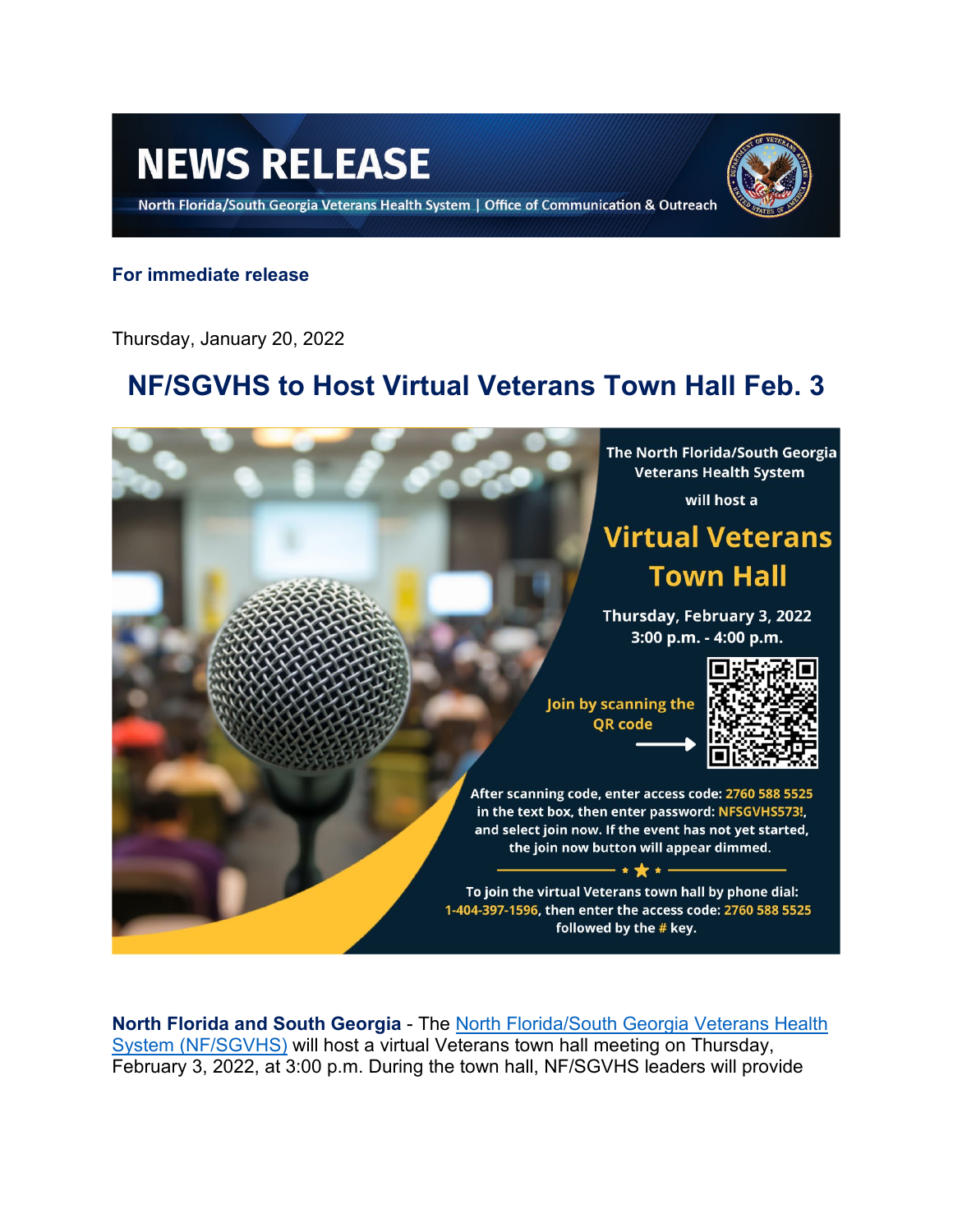# NEWS RELEASE

North Florida/South Georgia Veterans Health System | Office of Communication & Outreach

**For immediate release**

Thursday, January 20, 2022

## NF/SGVHS to Host Virtual Veterans Town Hall Feb. 3

The North Florida/South Georgia Veterans Health System will host a

**Virtual Veterans Town Hall**

Thursday, February 3, 2022
3:00 p.m. - 4:00 p.m.

Join by scanning the QR code

After scanning code, enter access code: 2760 588 5525 in the text box, then enter password: NFSGVHS573!, and select join now. If the event has not yet started, the join now button will appear dimmed.

To join the virtual Veterans town hall by phone dial: 1-404-397-1596, then enter the access code: 2760 588 5525 followed by the # key.

**North Florida and South Georgia** - The North Florida/South Georgia Veterans Health System (NF/SGVHS) will host a virtual Veterans town hall meeting on Thursday, February 3, 2022, at 3:00 p.m. During the town hall, NF/SGVHS leaders will provide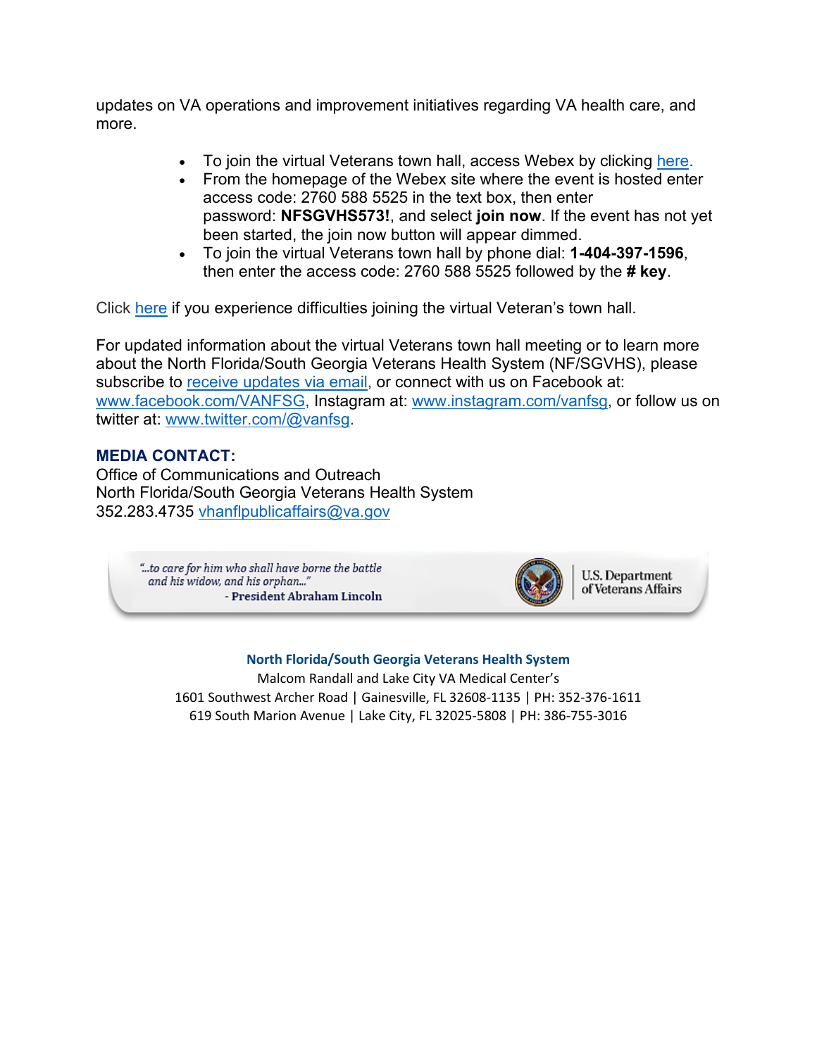updates on VA operations and improvement initiatives regarding VA health care, and more.

- To join the virtual Veterans town hall, access Webex by clicking here.
- From the homepage of the Webex site where the event is hosted enter access code: 2760 588 5525 in the text box, then enter password: **NFSGVHS573!**, and select **join now**. If the event has not yet been started, the join now button will appear dimmed.
- To join the virtual Veterans town hall by phone dial: **1-404-397-1596**, then enter the access code: 2760 588 5525 followed by the **# key**.

Click here if you experience difficulties joining the virtual Veteran's town hall.

For updated information about the virtual Veterans town hall meeting or to learn more about the North Florida/South Georgia Veterans Health System (NF/SGVHS), please subscribe to receive updates via email, or connect with us on Facebook at: www.facebook.com/VANFSG, Instagram at: www.instagram.com/vanfsg, or follow us on twitter at: www.twitter.com/@vanfsg.

**MEDIA CONTACT:**
Office of Communications and Outreach
North Florida/South Georgia Veterans Health System
352.283.4735 vhanflpublicaffairs@va.gov

*"...to care for him who shall have borne the battle and his widow, and his orphan..."*
**- President Abraham Lincoln**

U.S. Department of Veterans Affairs

**North Florida/South Georgia Veterans Health System**
Malcom Randall and Lake City VA Medical Center's
1601 Southwest Archer Road | Gainesville, FL 32608-1135 | PH: 352-376-1611
619 South Marion Avenue | Lake City, FL 32025-5808 | PH: 386-755-3016